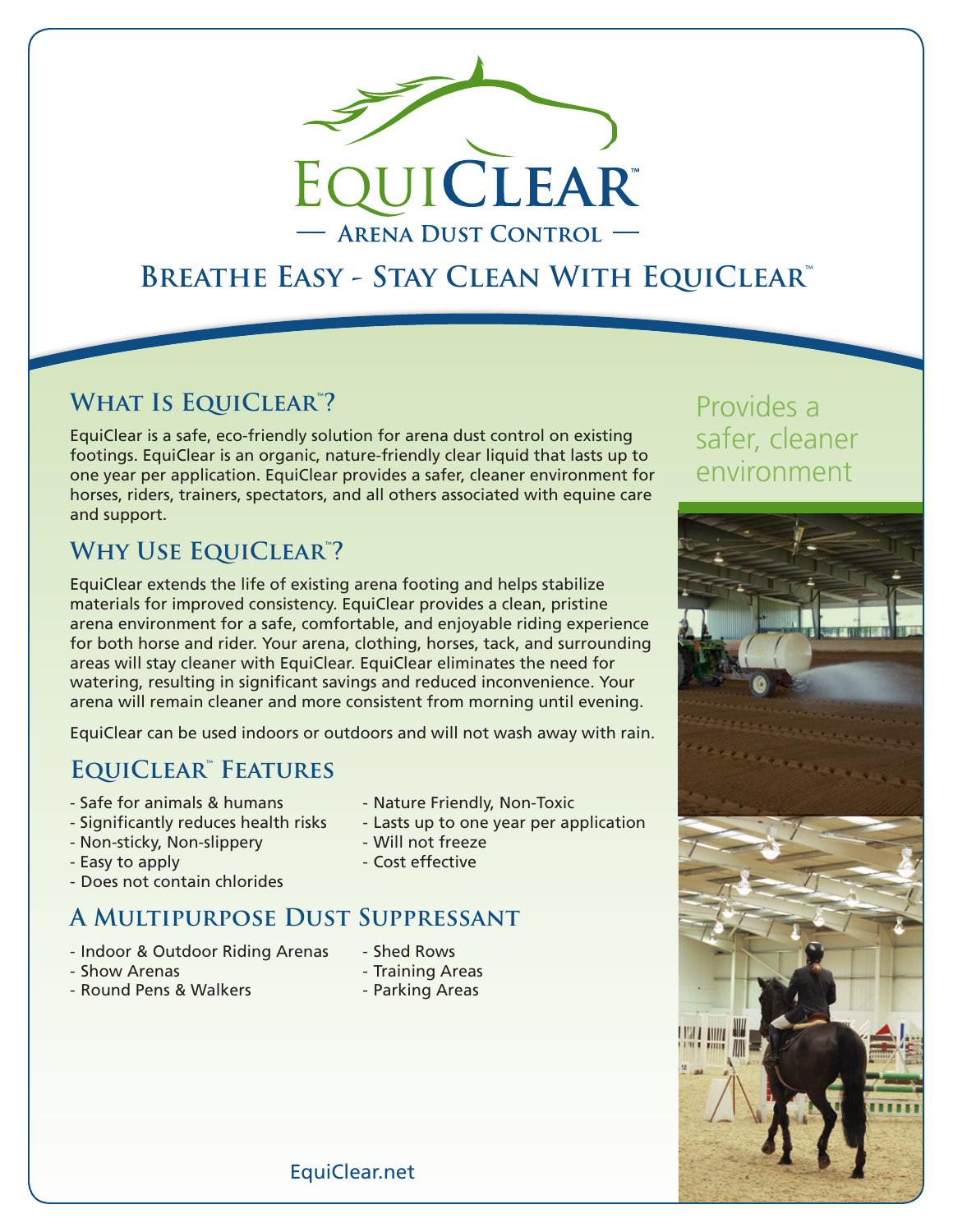# EquiClear™

## — Arena Dust Control —

## Breathe Easy - Stay Clean With EquiClear™

### What Is EquiClear™?

EquiClear is a safe, eco-friendly solution for arena dust control on existing footings. EquiClear is an organic, nature-friendly clear liquid that lasts up to one year per application. EquiClear provides a safer, cleaner environment for horses, riders, trainers, spectators, and all others associated with equine care and support.

Provides a safer, cleaner environment

### Why Use EquiClear™?

EquiClear extends the life of existing arena footing and helps stabilize materials for improved consistency. EquiClear provides a clean, pristine arena environment for a safe, comfortable, and enjoyable riding experience for both horse and rider. Your arena, clothing, horses, tack, and surrounding areas will stay cleaner with EquiClear. EquiClear eliminates the need for watering, resulting in significant savings and reduced inconvenience. Your arena will remain cleaner and more consistent from morning until evening.

EquiClear can be used indoors or outdoors and will not wash away with rain.

### EquiClear™ Features

- Safe for animals & humans
- Significantly reduces health risks
- Non-sticky, Non-slippery
- Easy to apply
- Does not contain chlorides
- Nature Friendly, Non-Toxic
- Lasts up to one year per application
- Will not freeze
- Cost effective

### A Multipurpose Dust Suppressant

- Indoor & Outdoor Riding Arenas
- Show Arenas
- Round Pens & Walkers
- Shed Rows
- Training Areas
- Parking Areas

EquiClear.net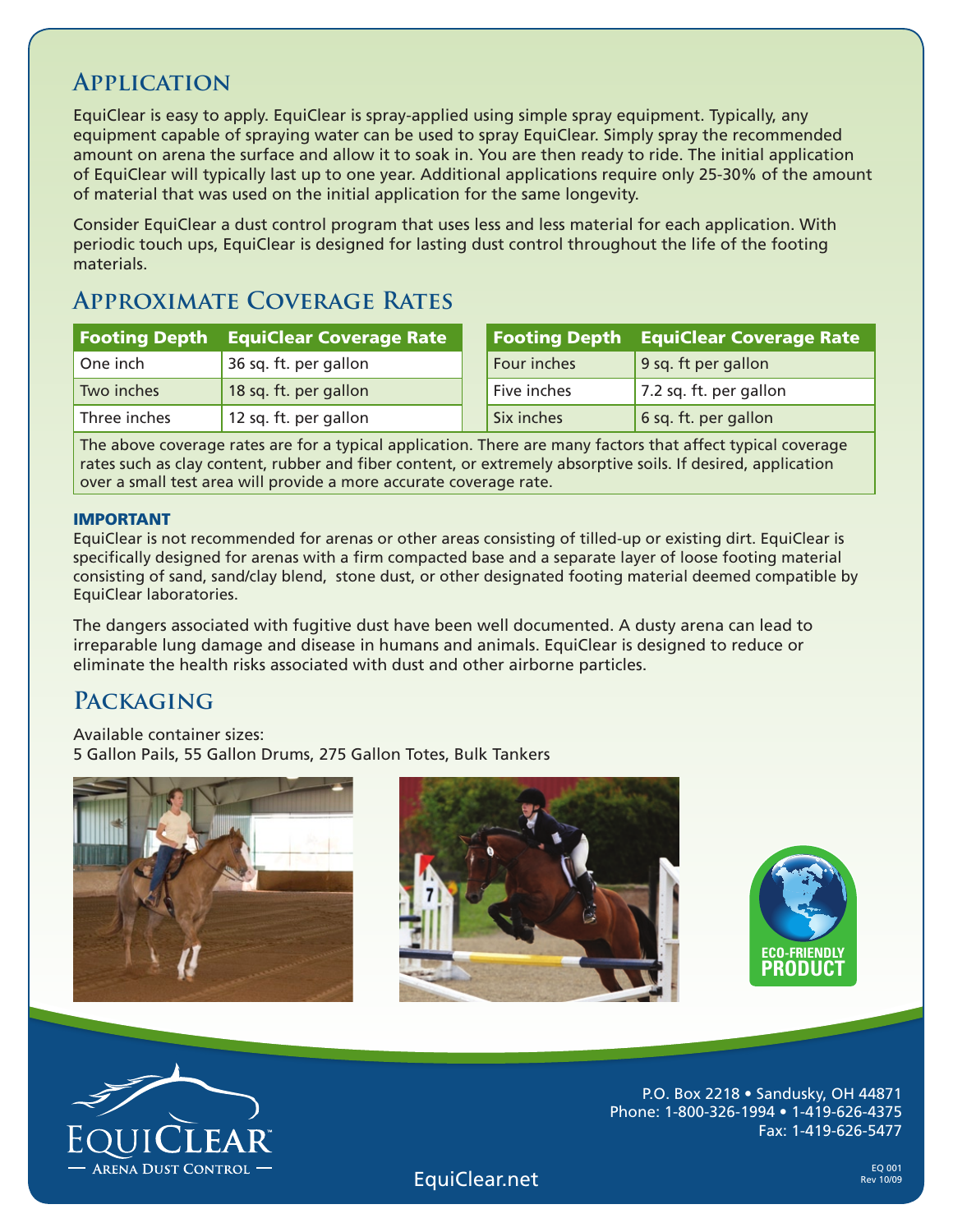## Application

EquiClear is easy to apply. EquiClear is spray-applied using simple spray equipment. Typically, any equipment capable of spraying water can be used to spray EquiClear. Simply spray the recommended amount on arena the surface and allow it to soak in. You are then ready to ride. The initial application of EquiClear will typically last up to one year. Additional applications require only 25-30% of the amount of material that was used on the initial application for the same longevity.

Consider EquiClear a dust control program that uses less and less material for each application. With periodic touch ups, EquiClear is designed for lasting dust control throughout the life of the footing materials.

## Approximate Coverage Rates

| Footing Depth | EquiClear Coverage Rate | Footing Depth | EquiClear Coverage Rate |
|---|---|---|---|
| One inch | 36 sq. ft. per gallon | Four inches | 9 sq. ft per gallon |
| Two inches | 18 sq. ft. per gallon | Five inches | 7.2 sq. ft. per gallon |
| Three inches | 12 sq. ft. per gallon | Six inches | 6 sq. ft. per gallon |

The above coverage rates are for a typical application. There are many factors that affect typical coverage rates such as clay content, rubber and fiber content, or extremely absorptive soils. If desired, application over a small test area will provide a more accurate coverage rate.

**IMPORTANT**

EquiClear is not recommended for arenas or other areas consisting of tilled-up or existing dirt. EquiClear is specifically designed for arenas with a firm compacted base and a separate layer of loose footing material consisting of sand, sand/clay blend, stone dust, or other designated footing material deemed compatible by EquiClear laboratories.

The dangers associated with fugitive dust have been well documented. A dusty arena can lead to irreparable lung damage and disease in humans and animals. EquiClear is designed to reduce or eliminate the health risks associated with dust and other airborne particles.

## Packaging

Available container sizes:
5 Gallon Pails, 55 Gallon Drums, 275 Gallon Totes, Bulk Tankers

ECO-FRIENDLY PRODUCT

EquiClear™
Arena Dust Control

P.O. Box 2218 • Sandusky, OH 44871
Phone: 1-800-326-1994 • 1-419-626-4375
Fax: 1-419-626-5477

EquiClear.net

EQ 001
Rev 10/09